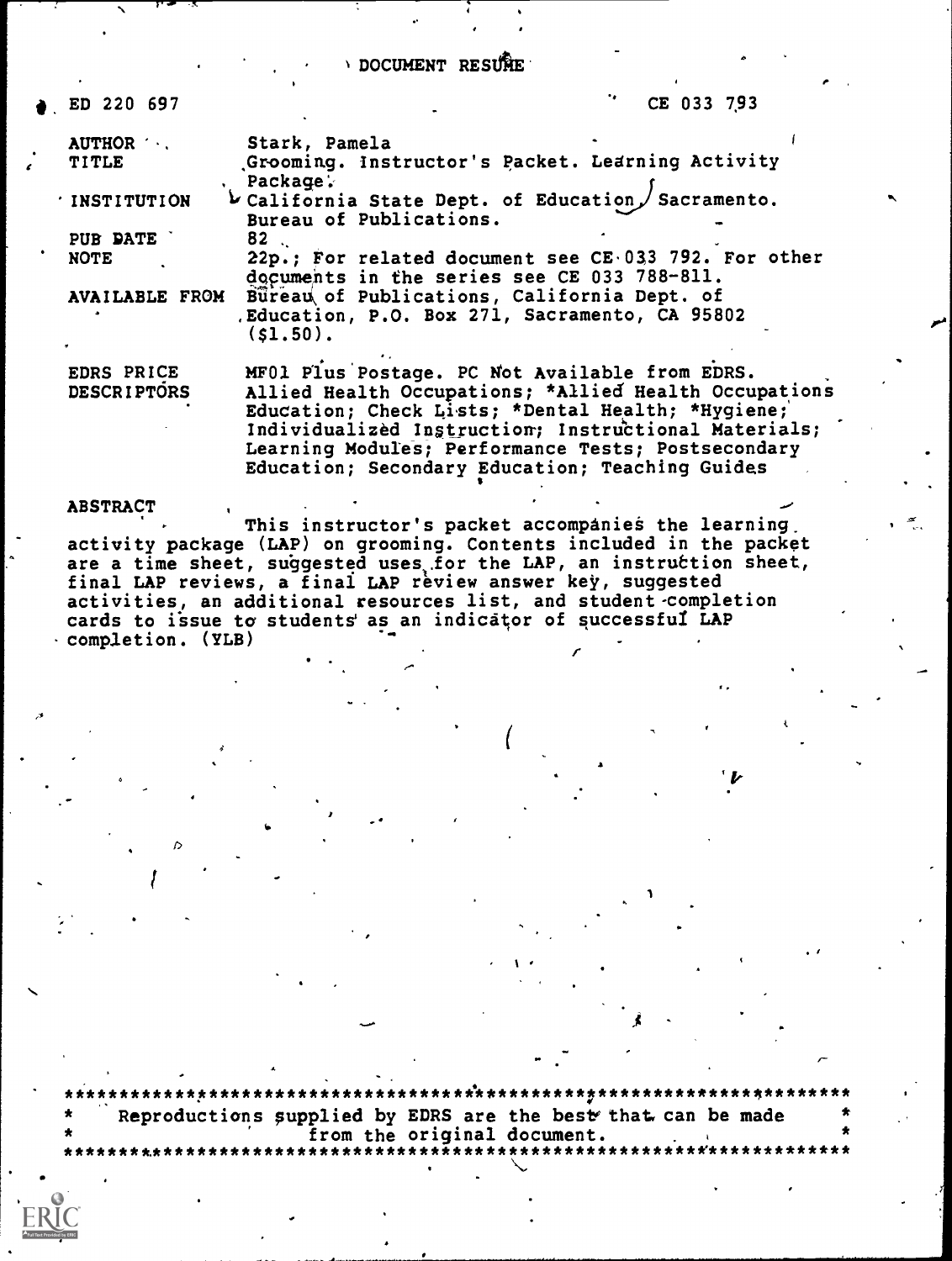# DOCUMENT RESUME

ED 220 697 CE 033 793

| | |
|---|---|
| AUTHOR | Stark, Pamela |
| TITLE | Grooming. Instructor's Packet. Learning Activity Package. |
| INSTITUTION | California State Dept. of Education, Sacramento. Bureau of Publications. |
| PUB DATE | 82 |
| NOTE | 22p.; For related document see CE 033 792. For other documents in the series see CE 033 788-811. |
| AVAILABLE FROM | Bureau of Publications, California Dept. of Education, P.O. Box 271, Sacramento, CA 95802 ($1.50). |
| EDRS PRICE | MF01 Plus Postage. PC Not Available from EDRS. |
| DESCRIPTORS | Allied Health Occupations; *Allied Health Occupations Education; Check Lists; *Dental Health; *Hygiene; Individualized Instruction; Instructional Materials; Learning Modules; Performance Tests; Postsecondary Education; Secondary Education; Teaching Guides |

**ABSTRACT**

This instructor's packet accompanies the learning activity package (LAP) on grooming. Contents included in the packet are a time sheet, suggested uses for the LAP, an instruction sheet, final LAP reviews, a final LAP review answer key, suggested activities, an additional resources list, and student completion cards to issue to students as an indicator of successful LAP completion. (YLB)

***********************************************************************
* Reproductions supplied by EDRS are the best that can be made *
* from the original document. *
***********************************************************************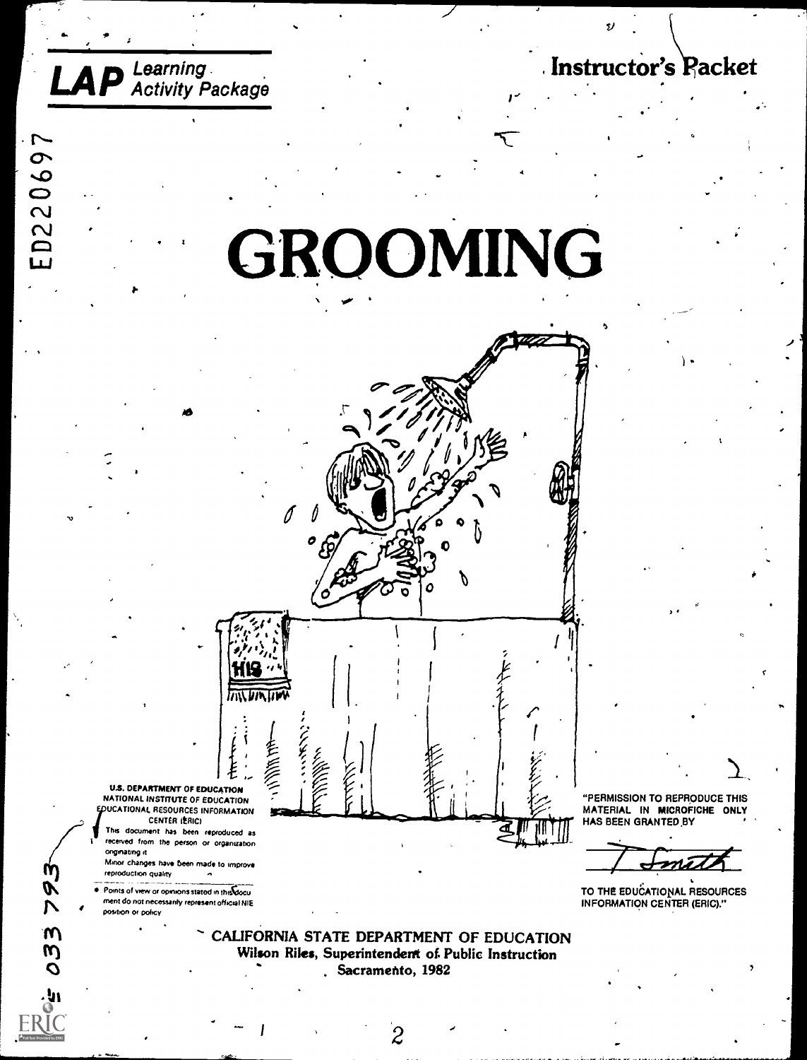**LAP** *Learning Activity Package*

**Instructor's Packet**

ED220697

# GROOMING

U.S. DEPARTMENT OF EDUCATION
NATIONAL INSTITUTE OF EDUCATION
EDUCATIONAL RESOURCES INFORMATION CENTER (ERIC)

- This document has been reproduced as received from the person or organization originating it.
- Minor changes have been made to improve reproduction quality.
- Points of view or opinions stated in this document do not necessarily represent official NIE position or policy.

"PERMISSION TO REPRODUCE THIS MATERIAL IN MICROFICHE ONLY HAS BEEN GRANTED BY

T Smith

TO THE EDUCATIONAL RESOURCES INFORMATION CENTER (ERIC)."

CALIFORNIA STATE DEPARTMENT OF EDUCATION
**Wilson Riles, Superintendent of Public Instruction**
Sacramento, 1982

CE 033 793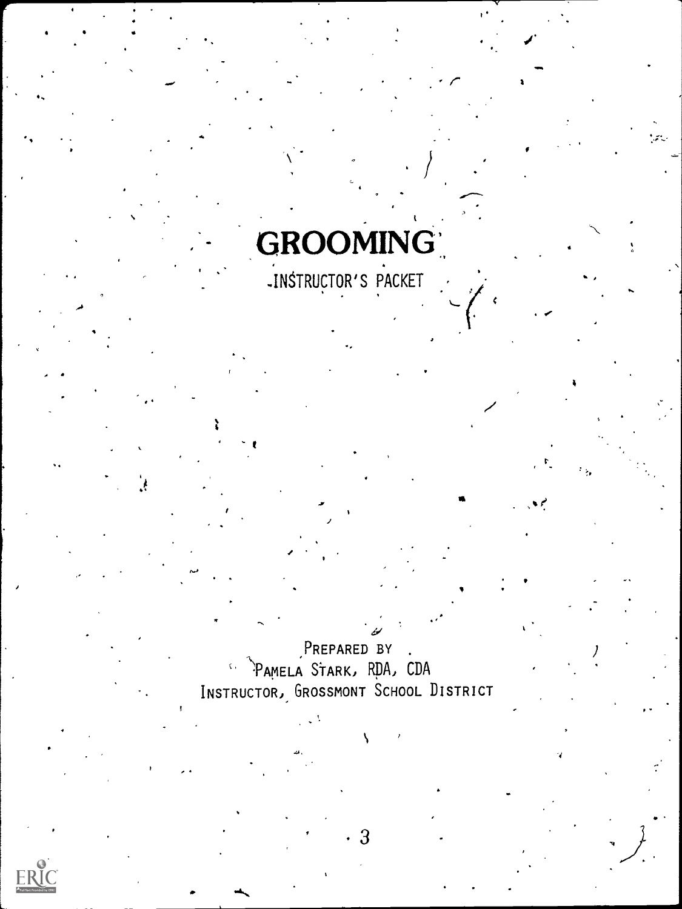# GROOMING

INSTRUCTOR'S PACKET

PREPARED BY
PAMELA STARK, RDA, CDA
INSTRUCTOR, GROSSMONT SCHOOL DISTRICT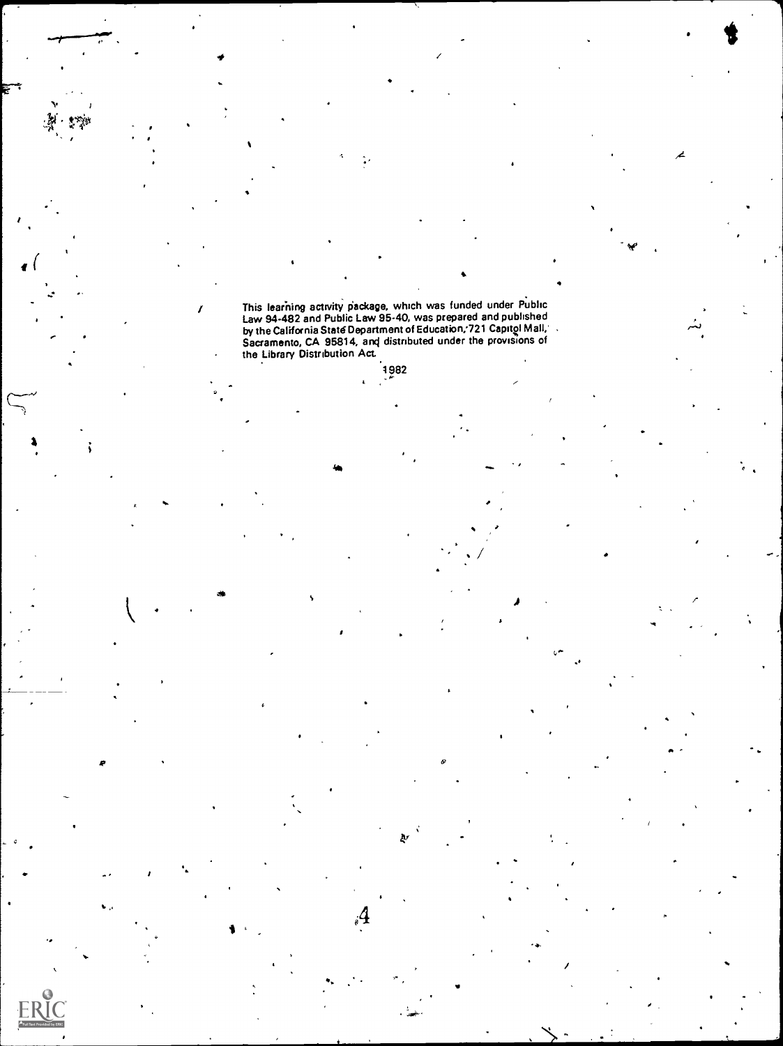This learning activity package, which was funded under Public Law 94-482 and Public Law 95-40, was prepared and published by the California State Department of Education, 721 Capitol Mall, Sacramento, CA 95814, and distributed under the provisions of the Library Distribution Act.

1982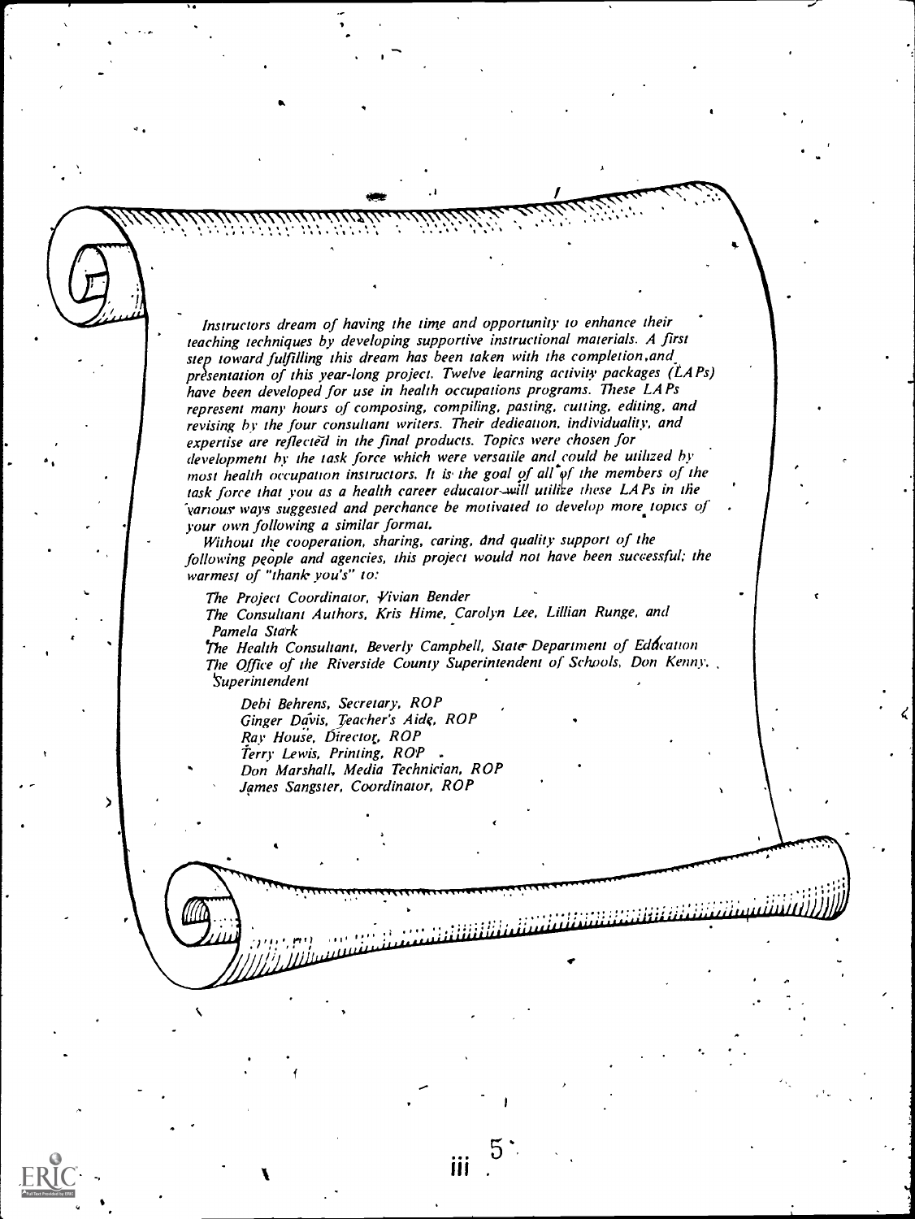*Instructors dream of having the time and opportunity to enhance their teaching techniques by developing supportive instructional materials. A first step toward fulfilling this dream has been taken with the completion and presentation of this year-long project. Twelve learning activity packages (LAPs) have been developed for use in health occupations programs. These LAPs represent many hours of composing, compiling, pasting, cutting, editing, and revising by the four consultant writers. Their dedication, individuality, and expertise are reflected in the final products. Topics were chosen for development by the task force which were versatile and could be utilized by most health occupation instructors. It is the goal of all of the members of the task force that you as a health career educator will utilize these LAPs in the various ways suggested and perchance be motivated to develop more topics of your own following a similar format.*

*Without the cooperation, sharing, caring, and quality support of the following people and agencies, this project would not have been successful; the warmest of "thank you's" to:*

*The Project Coordinator, Vivian Bender*
*The Consultant Authors, Kris Hime, Carolyn Lee, Lillian Runge, and Pamela Stark*
*The Health Consultant, Beverly Campbell, State Department of Education*
*The Office of the Riverside County Superintendent of Schools, Don Kenny, Superintendent*

*Debi Behrens, Secretary, ROP*
*Ginger Davis, Teacher's Aide, ROP*
*Ray House, Director, ROP*
*Terry Lewis, Printing, ROP*
*Don Marshall, Media Technician, ROP*
*James Sangster, Coordinator, ROP*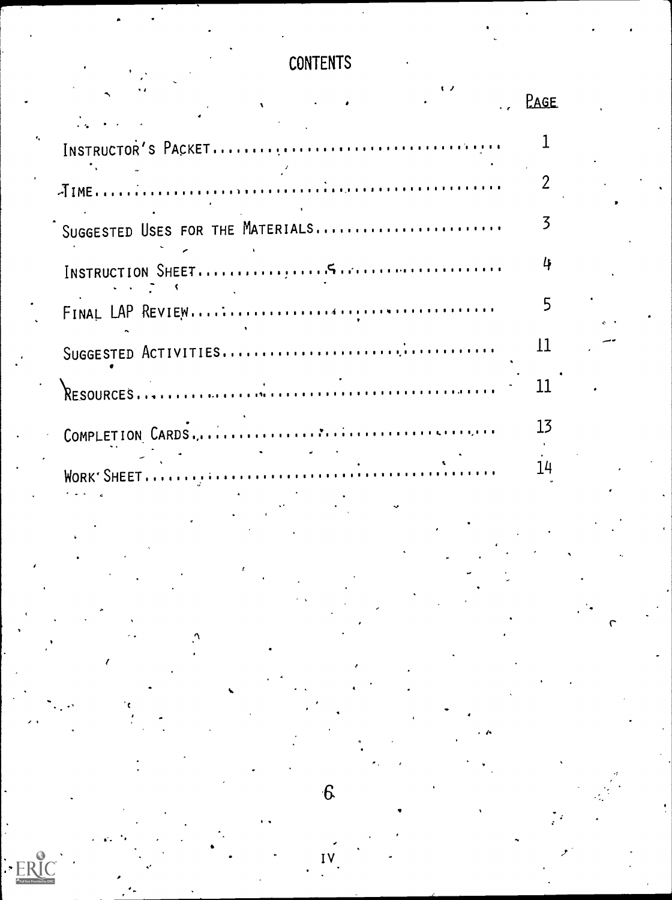# CONTENTS

| | Page |
|---|---|
| Instructor's Packet | 1 |
| Time | 2 |
| Suggested Uses for the Materials | 3 |
| Instruction Sheet | 4 |
| Final LAP Review | 5 |
| Suggested Activities | 11 |
| Resources | 11 |
| Completion Cards | 13 |
| Work Sheet | 14 |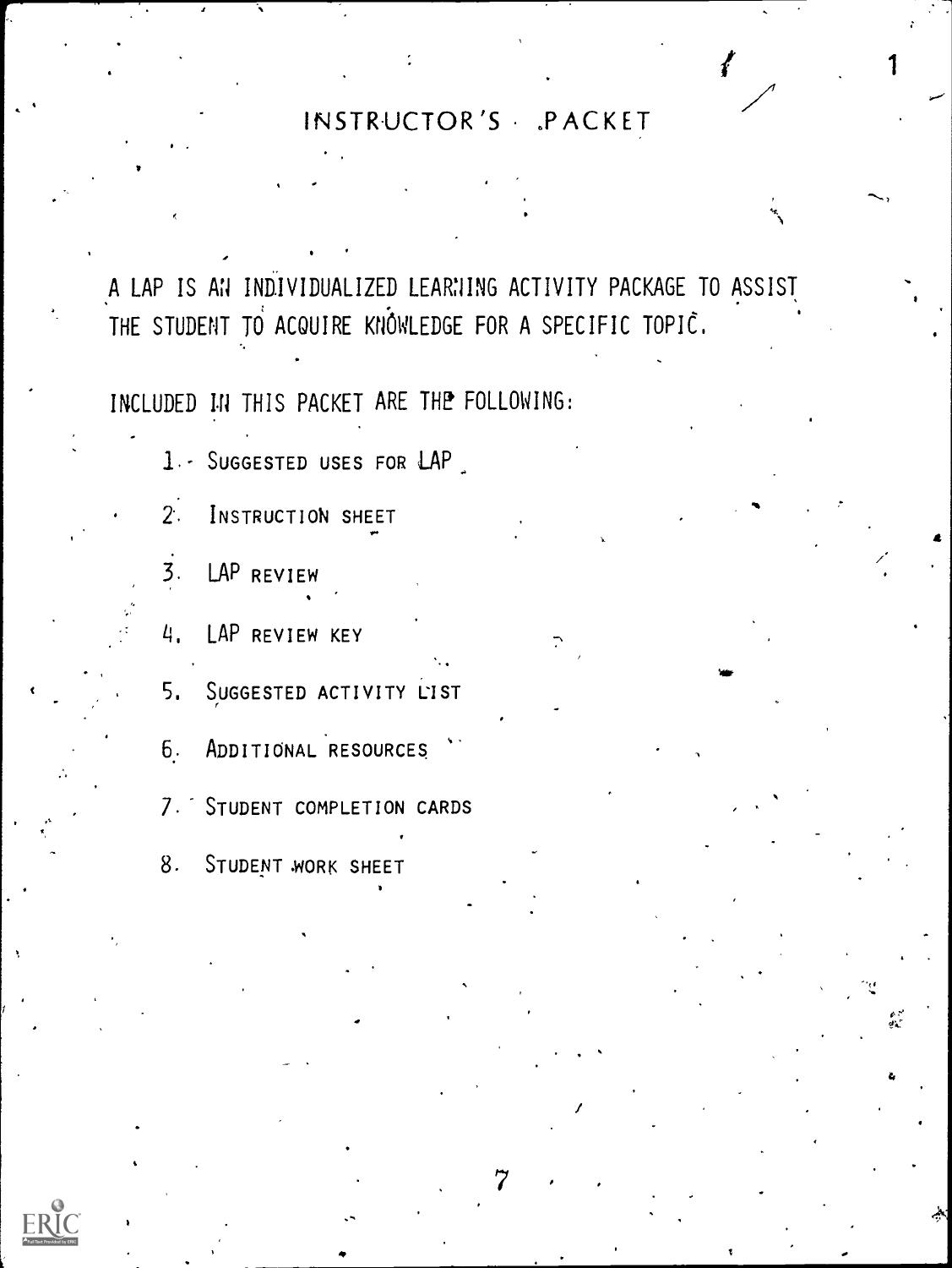# INSTRUCTOR'S PACKET

A LAP IS AN INDIVIDUALIZED LEARNING ACTIVITY PACKAGE TO ASSIST THE STUDENT TO ACQUIRE KNOWLEDGE FOR A SPECIFIC TOPIC.

INCLUDED IN THIS PACKET ARE THE FOLLOWING:

1. SUGGESTED USES FOR LAP
2. INSTRUCTION SHEET
3. LAP REVIEW
4. LAP REVIEW KEY
5. SUGGESTED ACTIVITY LIST
6. ADDITIONAL RESOURCES
7. STUDENT COMPLETION CARDS
8. STUDENT WORK SHEET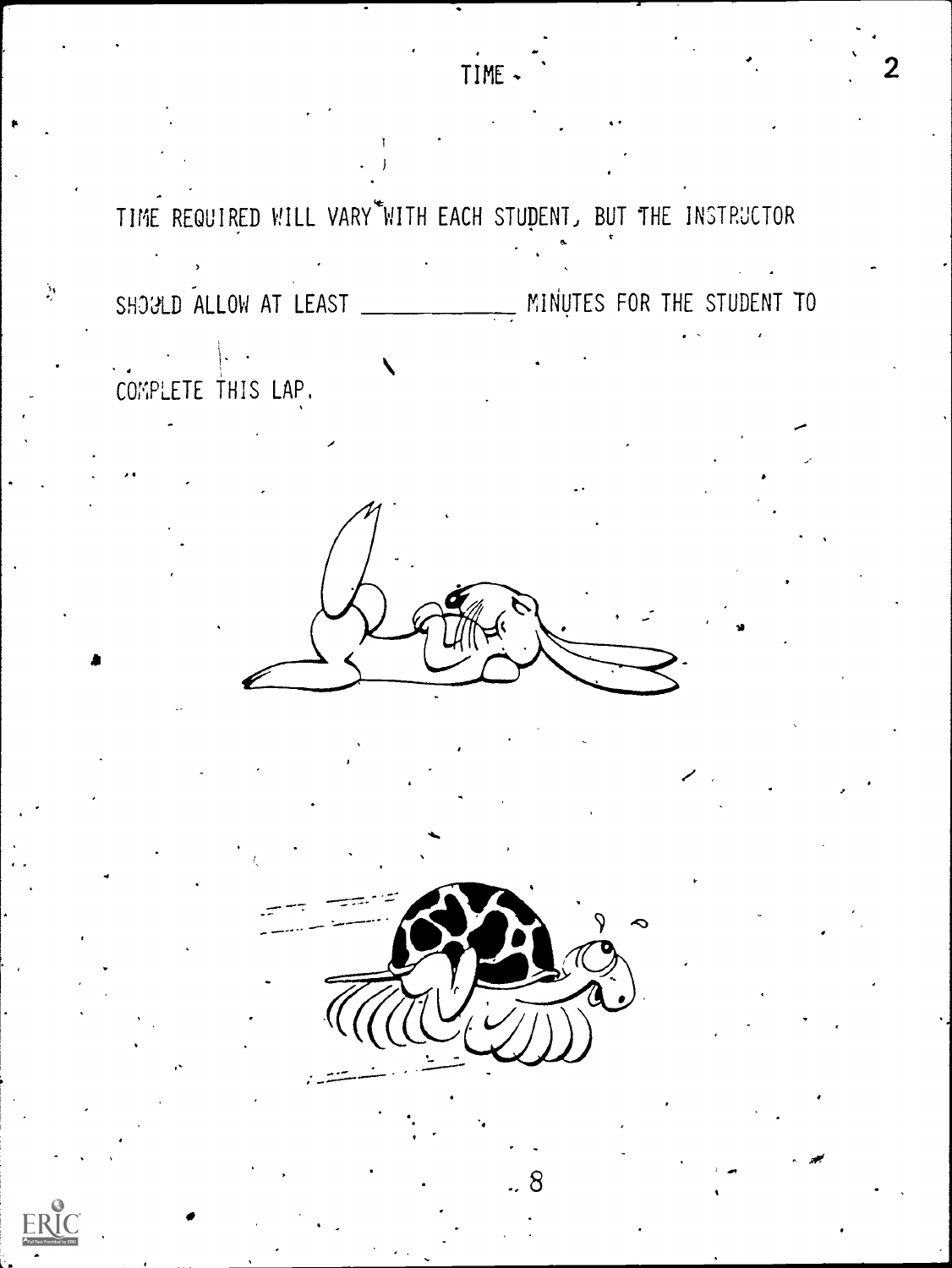# TIME

TIME REQUIRED WILL VARY WITH EACH STUDENT, BUT THE INSTRUCTOR SHOULD ALLOW AT LEAST ____________ MINUTES FOR THE STUDENT TO COMPLETE THIS LAP.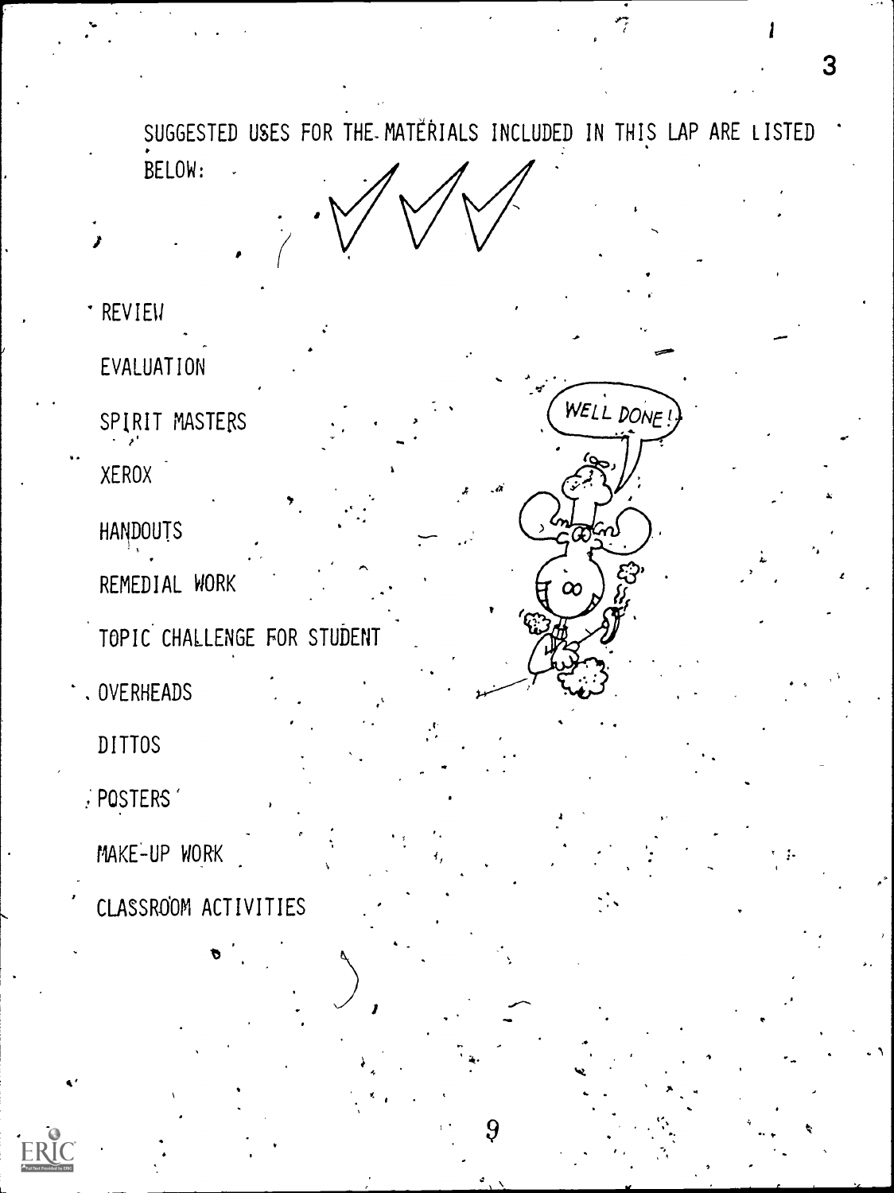SUGGESTED USES FOR THE MATERIALS INCLUDED IN THIS LAP ARE LISTED BELOW:

- REVIEW
- EVALUATION
- SPIRIT MASTERS
- XEROX
- HANDOUTS
- REMEDIAL WORK
- TOPIC CHALLENGE FOR STUDENT
- OVERHEADS
- DITTOS
- POSTERS
- MAKE-UP WORK
- CLASSROOM ACTIVITIES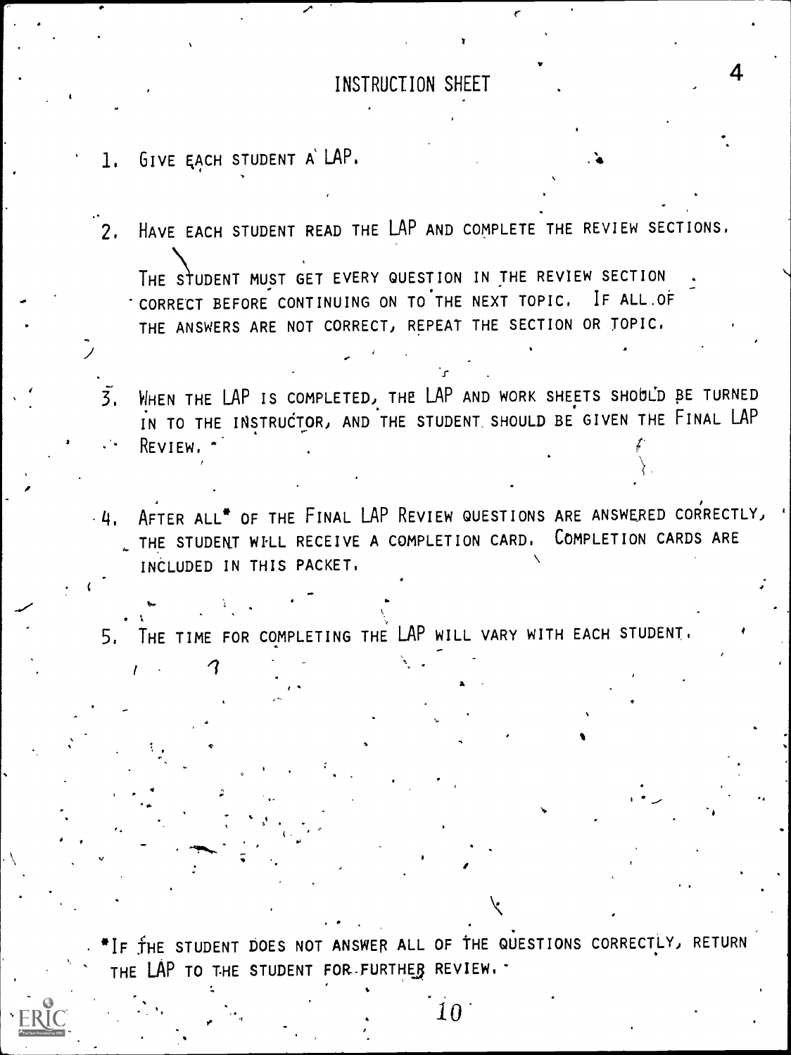# INSTRUCTION SHEET

1. GIVE EACH STUDENT A LAP.

2. HAVE EACH STUDENT READ THE LAP AND COMPLETE THE REVIEW SECTIONS.

   THE STUDENT MUST GET EVERY QUESTION IN THE REVIEW SECTION CORRECT BEFORE CONTINUING ON TO THE NEXT TOPIC. IF ALL OF THE ANSWERS ARE NOT CORRECT, REPEAT THE SECTION OR TOPIC.

3. WHEN THE LAP IS COMPLETED, THE LAP AND WORK SHEETS SHOULD BE TURNED IN TO THE INSTRUCTOR, AND THE STUDENT SHOULD BE GIVEN THE FINAL LAP REVIEW.

4. AFTER ALL* OF THE FINAL LAP REVIEW QUESTIONS ARE ANSWERED CORRECTLY, THE STUDENT WILL RECEIVE A COMPLETION CARD. COMPLETION CARDS ARE INCLUDED IN THIS PACKET.

5. THE TIME FOR COMPLETING THE LAP WILL VARY WITH EACH STUDENT.

*IF THE STUDENT DOES NOT ANSWER ALL OF THE QUESTIONS CORRECTLY, RETURN THE LAP TO THE STUDENT FOR FURTHER REVIEW.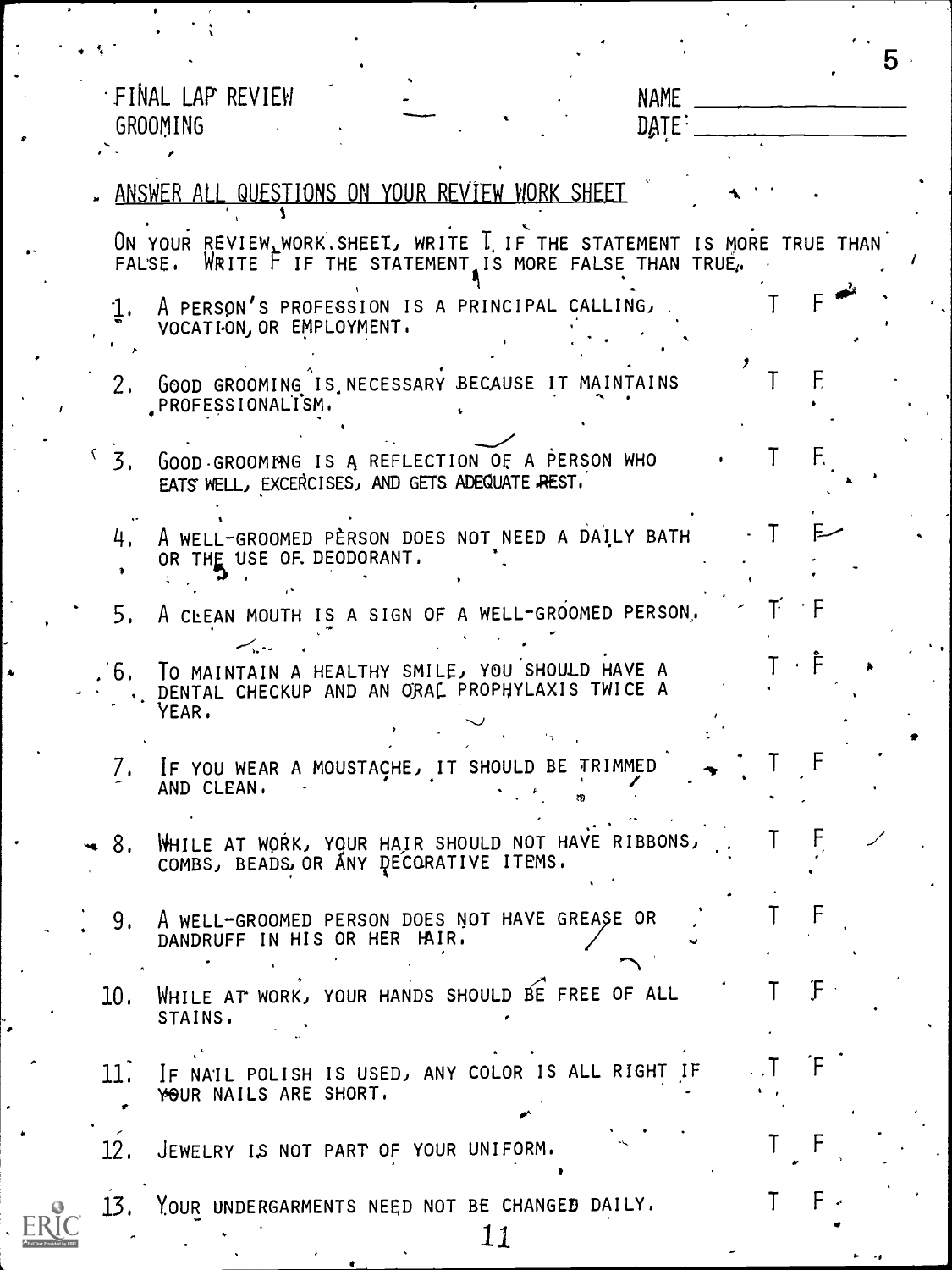FINAL LAP REVIEW
GROOMING

NAME ________________
DATE ________________

ANSWER ALL QUESTIONS ON YOUR REVIEW WORK SHEET

ON YOUR REVIEW WORK SHEET, WRITE T IF THE STATEMENT IS MORE TRUE THAN FALSE. WRITE F IF THE STATEMENT IS MORE FALSE THAN TRUE.

1. A PERSON'S PROFESSION IS A PRINCIPAL CALLING, VOCATION, OR EMPLOYMENT. T F

2. GOOD GROOMING IS NECESSARY BECAUSE IT MAINTAINS PROFESSIONALISM. T F

3. GOOD GROOMING IS A REFLECTION OF A PERSON WHO EATS WELL, EXCERCISES, AND GETS ADEQUATE REST. T F

4. A WELL-GROOMED PERSON DOES NOT NEED A DAILY BATH OR THE USE OF DEODORANT. T F

5. A CLEAN MOUTH IS A SIGN OF A WELL-GROOMED PERSON. T F

6. TO MAINTAIN A HEALTHY SMILE, YOU SHOULD HAVE A DENTAL CHECKUP AND AN ORAL PROPHYLAXIS TWICE A YEAR. T F

7. IF YOU WEAR A MOUSTACHE, IT SHOULD BE TRIMMED AND CLEAN. T F

8. WHILE AT WORK, YOUR HAIR SHOULD NOT HAVE RIBBONS, COMBS, BEADS, OR ANY DECORATIVE ITEMS. T F

9. A WELL-GROOMED PERSON DOES NOT HAVE GREASE OR DANDRUFF IN HIS OR HER HAIR. T F

10. WHILE AT WORK, YOUR HANDS SHOULD BE FREE OF ALL STAINS. T F

11. IF NAIL POLISH IS USED, ANY COLOR IS ALL RIGHT IF YOUR NAILS ARE SHORT. T F

12. JEWELRY IS NOT PART OF YOUR UNIFORM. T F

13. YOUR UNDERGARMENTS NEED NOT BE CHANGED DAILY. T F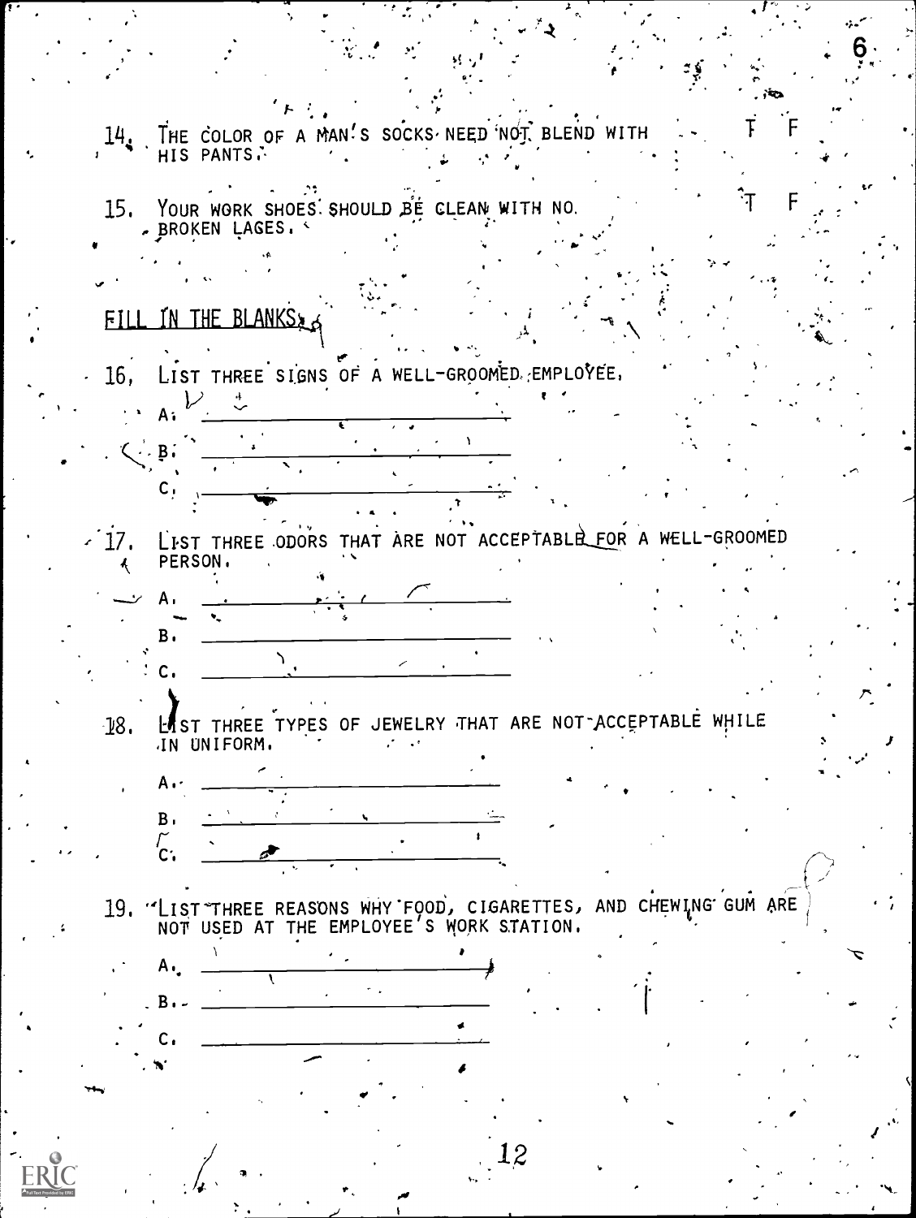14. THE COLOR OF A MAN'S SOCKS NEED NOT BLEND WITH HIS PANTS. T F

15. YOUR WORK SHOES SHOULD BE CLEAN WITH NO BROKEN LACES. T F

## FILL IN THE BLANKS:

16. LIST THREE SIGNS OF A WELL-GROOMED EMPLOYEE.

 A. ______________________

 B. ______________________

 C. ______________________

17. LIST THREE ODORS THAT ARE NOT ACCEPTABLE FOR A WELL-GROOMED PERSON.

 A. ______________________

 B. ______________________

 C. ______________________

18. LIST THREE TYPES OF JEWELRY THAT ARE NOT ACCEPTABLE WHILE IN UNIFORM.

 A. ______________________

 B. ______________________

 C. ______________________

19. LIST THREE REASONS WHY FOOD, CIGARETTES, AND CHEWING GUM ARE NOT USED AT THE EMPLOYEE'S WORK STATION.

 A. ______________________

 B. ______________________

 C. ______________________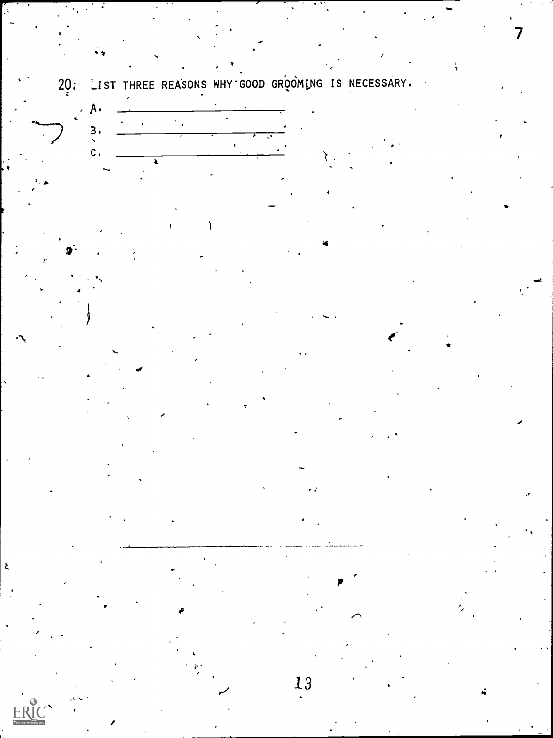20. LIST THREE REASONS WHY GOOD GROOMING IS NECESSARY.

A. ____________________

B. ____________________

C. ____________________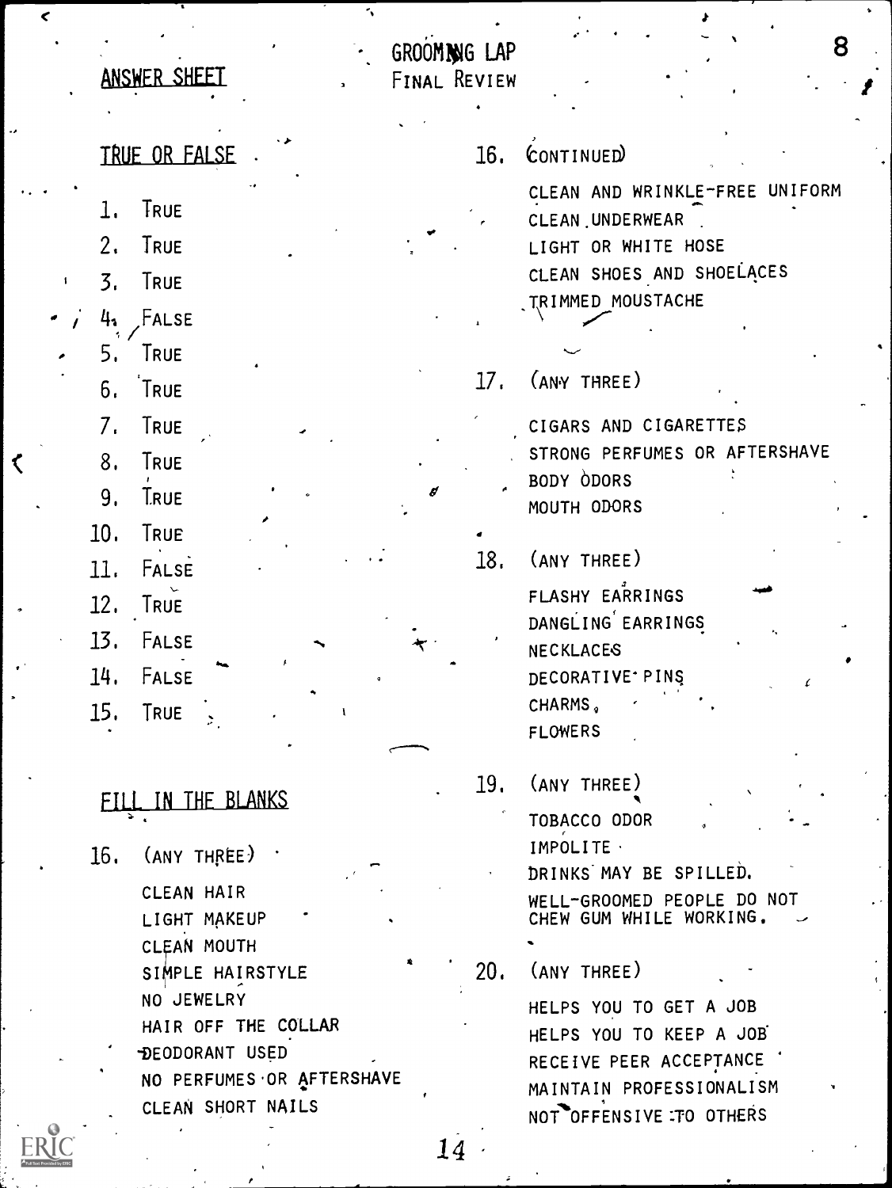ANSWER SHEET

GROOMING LAP
FINAL REVIEW

## TRUE OR FALSE

1. TRUE
2. TRUE
3. TRUE
4. FALSE
5. TRUE
6. TRUE
7. TRUE
8. TRUE
9. TRUE
10. TRUE
11. FALSE
12. TRUE
13. FALSE
14. FALSE
15. TRUE

## FILL IN THE BLANKS

16. (ANY THREE)

    CLEAN HAIR
    LIGHT MAKEUP
    CLEAN MOUTH
    SIMPLE HAIRSTYLE
    NO JEWELRY
    HAIR OFF THE COLLAR
    DEODORANT USED
    NO PERFUMES OR AFTERSHAVE
    CLEAN SHORT NAILS

16. (CONTINUED)

    CLEAN AND WRINKLE-FREE UNIFORM
    CLEAN UNDERWEAR
    LIGHT OR WHITE HOSE
    CLEAN SHOES AND SHOELACES
    TRIMMED MOUSTACHE

17. (ANY THREE)

    CIGARS AND CIGARETTES
    STRONG PERFUMES OR AFTERSHAVE
    BODY ODORS
    MOUTH ODORS

18. (ANY THREE)

    FLASHY EARRINGS
    DANGLING EARRINGS
    NECKLACES
    DECORATIVE PINS
    CHARMS,
    FLOWERS

19. (ANY THREE)

    TOBACCO ODOR
    IMPOLITE
    DRINKS MAY BE SPILLED.
    WELL-GROOMED PEOPLE DO NOT CHEW GUM WHILE WORKING.

20. (ANY THREE)

    HELPS YOU TO GET A JOB
    HELPS YOU TO KEEP A JOB
    RECEIVE PEER ACCEPTANCE
    MAINTAIN PROFESSIONALISM
    NOT OFFENSIVE TO OTHERS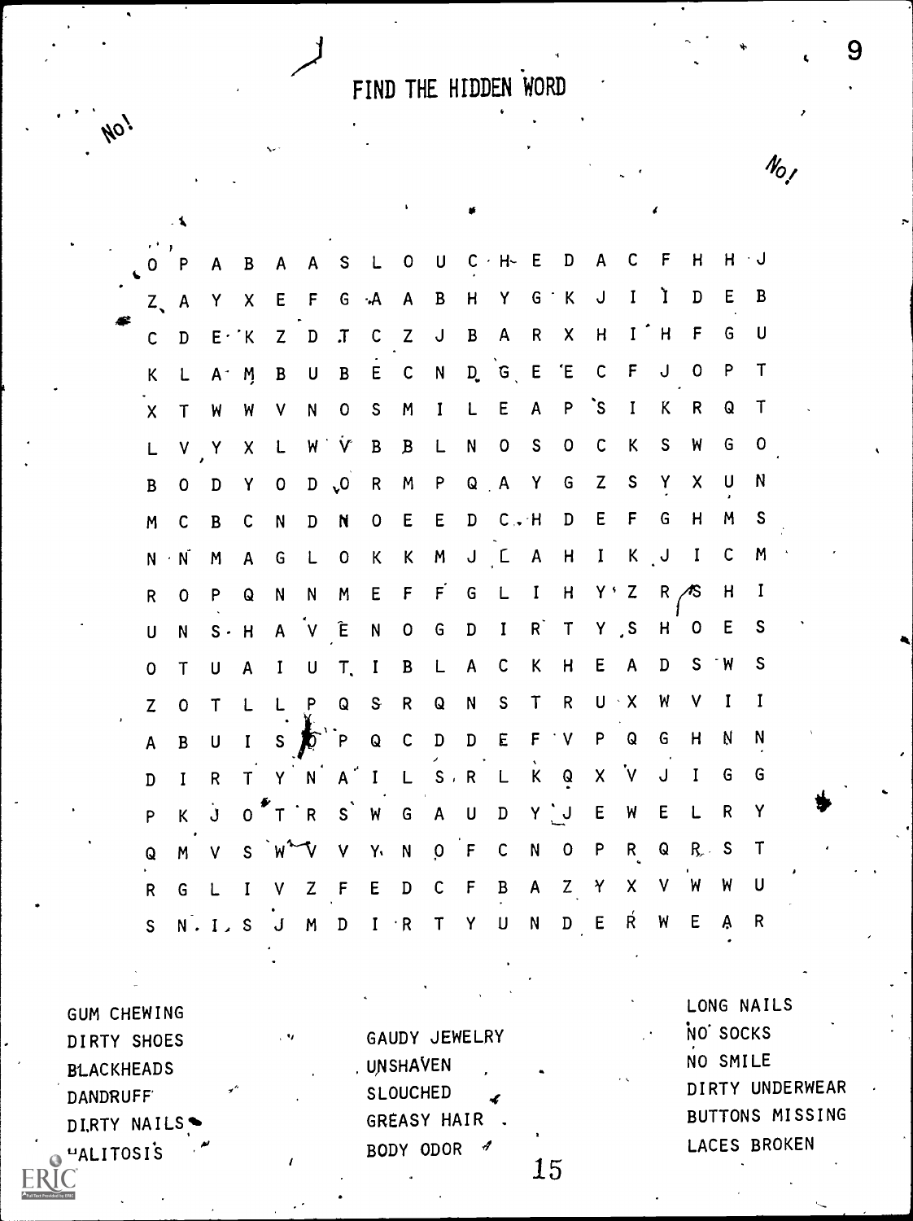# FIND THE HIDDEN WORD

No!

No!

```
O P A B A A S L O U C H E D A C F H H J
Z A Y X E F G A A B H Y G K J I I D E B
C D E K Z D T C Z J B A R X H I H F G U
K L A M B U B E C N D G E E C F J O P T
X T W W V N O S M I L E A P S I K R Q T
L V Y X L W V B B L N O S O C K S W G O
B O D Y O D O R M P Q A Y G Z S Y X U N
M C B C N D N O E E D C H D E F G H M S
N N M A G L O K K M J L A H I K J I C M
R O P Q N N M E F F G L I H Y Z R S H I
U N S H A V E N O G D I R T Y S H O E S
O T U A I U T I B L A C K H E A D S W S
Z O T L L P Q S R Q N S T R U X W V I I
A B U I S D P Q C D D E F V P Q G H N N
D I R T Y N A I L S R L K Q X V J I G G
P K J O T R S W G A U D Y J E W E L R Y
Q M V S W V V Y N O F C N O P R Q R S T
R G L I V Z F E D C F B A Z Y X V W W U
S N I S J M D I R T Y U N D E R W E A R
```

GUM CHEWING
DIRTY SHOES
BLACKHEADS
DANDRUFF
DIRTY NAILS
HALITOSIS

GAUDY JEWELRY
UNSHAVEN
SLOUCHED
GREASY HAIR
BODY ODOR

LONG NAILS
NO SOCKS
NO SMILE
DIRTY UNDERWEAR
BUTTONS MISSING
LACES BROKEN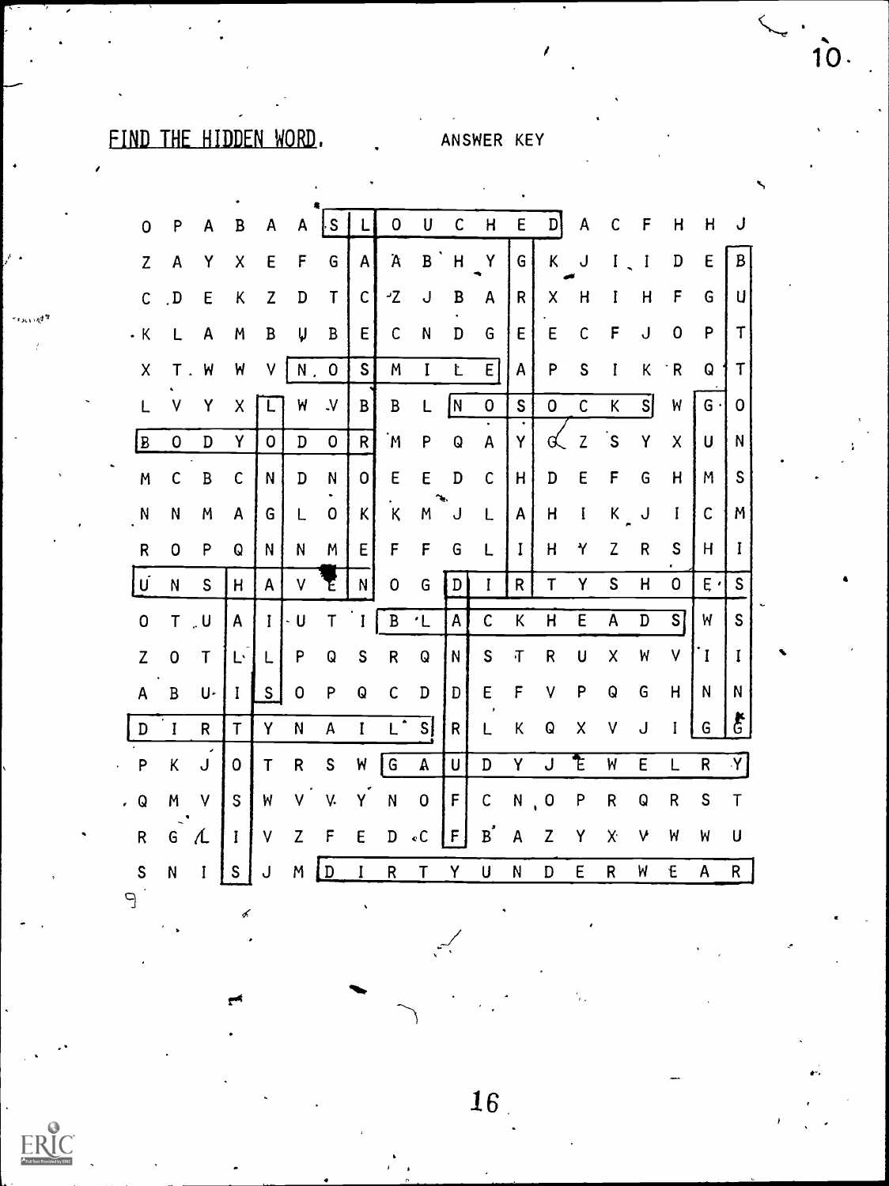## FIND THE HIDDEN WORD.

ANSWER KEY

| | | | | | | | | | | | | | | | | | | | |
|---|---|---|---|---|---|---|---|---|---|---|---|---|---|---|---|---|---|---|---|
| O | P | A | B | A | A | S | L | O | U | C | H | E | D | A | C | F | H | H | J |
| Z | A | Y | X | E | F | G | A | A | B | H | Y | G | K | J | I | I | D | E | B |
| C | D | E | K | Z | D | T | C | Z | J | B | A | R | X | H | I | H | F | G | U |
| K | L | A | M | B | U | B | E | C | N | D | G | E | E | C | F | J | O | P | T |
| X | T | W | W | V | N | O | S | M | I | L | E | A | P | S | I | K | R | Q | T |
| L | V | Y | X | L | W | V | B | B | L | N | O | S | O | C | K | S | W | G | O |
| B | O | D | Y | O | D | O | R | M | P | Q | A | Y | G | Z | S | Y | X | U | N |
| M | C | B | C | N | D | N | O | E | E | D | C | H | D | E | F | G | H | M | S |
| N | N | M | A | G | L | O | K | K | M | J | L | A | H | I | K | J | I | C | M |
| R | O | P | Q | N | N | M | E | F | F | G | L | I | H | Y | Z | R | S | H | I |
| U | N | S | H | A | V | E | N | O | G | D | I | R | T | Y | S | H | O | E | S |
| O | T | U | A | I | U | T | I | B | L | A | C | K | H | E | A | D | S | W | S |
| Z | O | T | L | L | P | Q | S | R | Q | N | S | T | R | U | X | W | V | I | I |
| A | B | U | I | S | O | P | Q | C | D | D | E | F | V | P | Q | G | H | N | N |
| D | I | R | T | Y | N | A | I | L | S | R | L | K | Q | X | V | J | I | G | G |
| P | K | J | O | T | R | S | W | G | A | U | D | Y | J | E | W | E | L | R | Y |
| Q | M | V | S | W | V | V | Y | N | O | F | C | N | O | P | R | Q | R | S | T |
| R | G | L | I | V | Z | F | E | D | C | F | B | A | Z | Y | X | V | W | W | U |
| S | N | I | S | J | M | D | I | R | T | Y | U | N | D | E | R | W | E | A | R |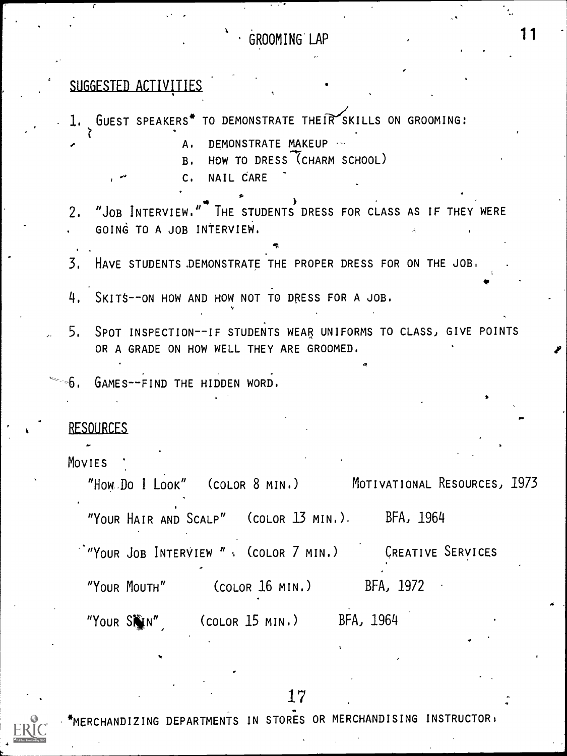# GROOMING LAP

## SUGGESTED ACTIVITIES

1. GUEST SPEAKERS* TO DEMONSTRATE THEIR SKILLS ON GROOMING:
   - A. DEMONSTRATE MAKEUP
   - B. HOW TO DRESS (CHARM SCHOOL)
   - C. NAIL CARE
2. "JOB INTERVIEW." THE STUDENTS DRESS FOR CLASS AS IF THEY WERE GOING TO A JOB INTERVIEW.
3. HAVE STUDENTS DEMONSTRATE THE PROPER DRESS FOR ON THE JOB.
4. SKITS--ON HOW AND HOW NOT TO DRESS FOR A JOB.
5. SPOT INSPECTION--IF STUDENTS WEAR UNIFORMS TO CLASS, GIVE POINTS OR A GRADE ON HOW WELL THEY ARE GROOMED.
6. GAMES--FIND THE HIDDEN WORD.

## RESOURCES

MOVIES

| | | |
|---|---|---|
| "HOW DO I LOOK" | (COLOR 8 MIN.) | MOTIVATIONAL RESOURCES, 1973 |
| "YOUR HAIR AND SCALP" | (COLOR 13 MIN.) | BFA, 1964 |
| "YOUR JOB INTERVIEW" | (COLOR 7 MIN.) | CREATIVE SERVICES |
| "YOUR MOUTH" | (COLOR 16 MIN.) | BFA, 1972 |
| "YOUR SKIN" | (COLOR 15 MIN.) | BFA, 1964 |

*MERCHANDIZING DEPARTMENTS IN STORES OR MERCHANDISING INSTRUCTOR.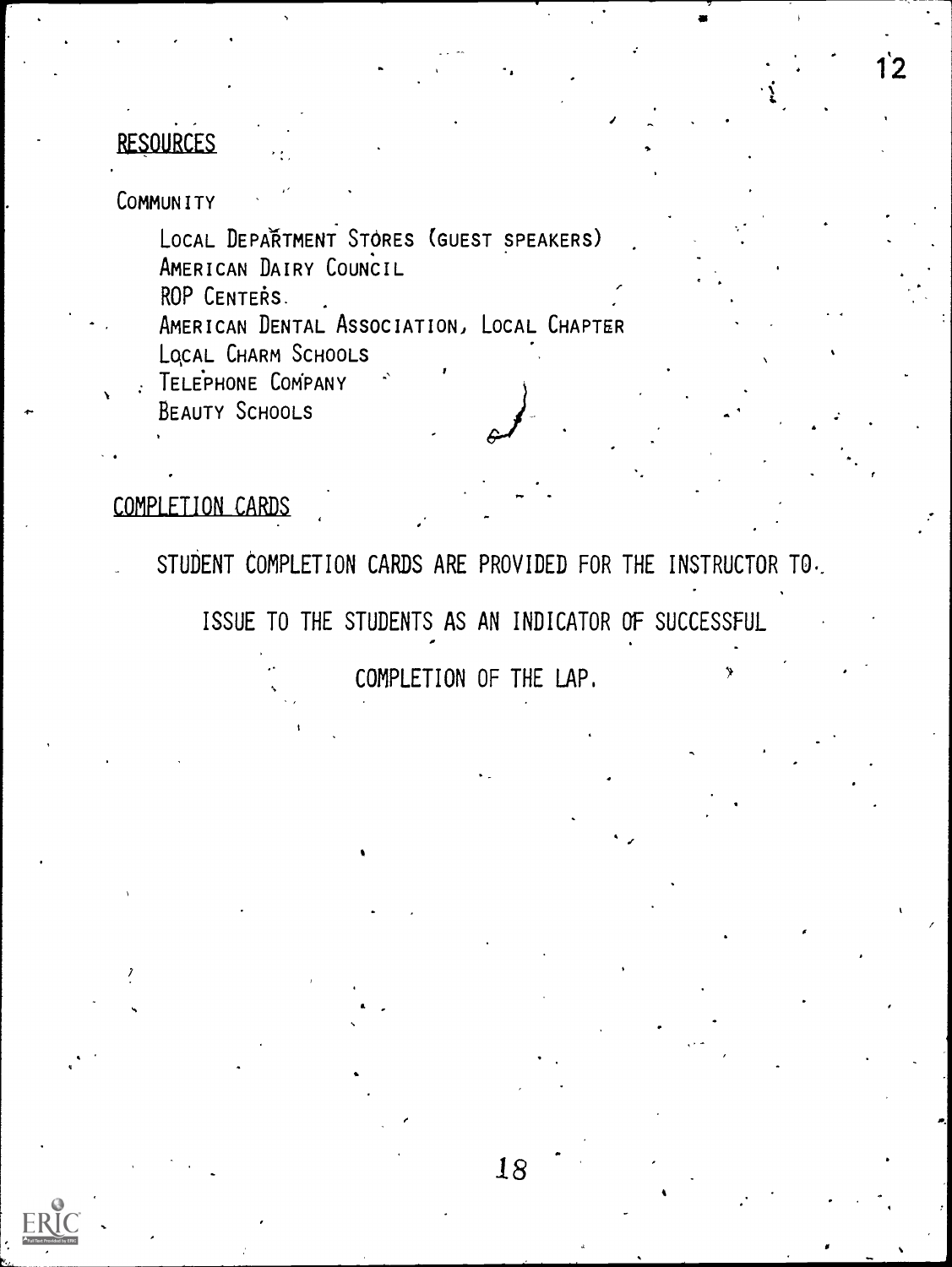## RESOURCES

COMMUNITY

- LOCAL DEPARTMENT STORES (GUEST SPEAKERS)
- AMERICAN DAIRY COUNCIL
- ROP CENTERS
- AMERICAN DENTAL ASSOCIATION, LOCAL CHAPTER
- LOCAL CHARM SCHOOLS
- TELEPHONE COMPANY
- BEAUTY SCHOOLS

## COMPLETION CARDS

STUDENT COMPLETION CARDS ARE PROVIDED FOR THE INSTRUCTOR TO ISSUE TO THE STUDENTS AS AN INDICATOR OF SUCCESSFUL COMPLETION OF THE LAP.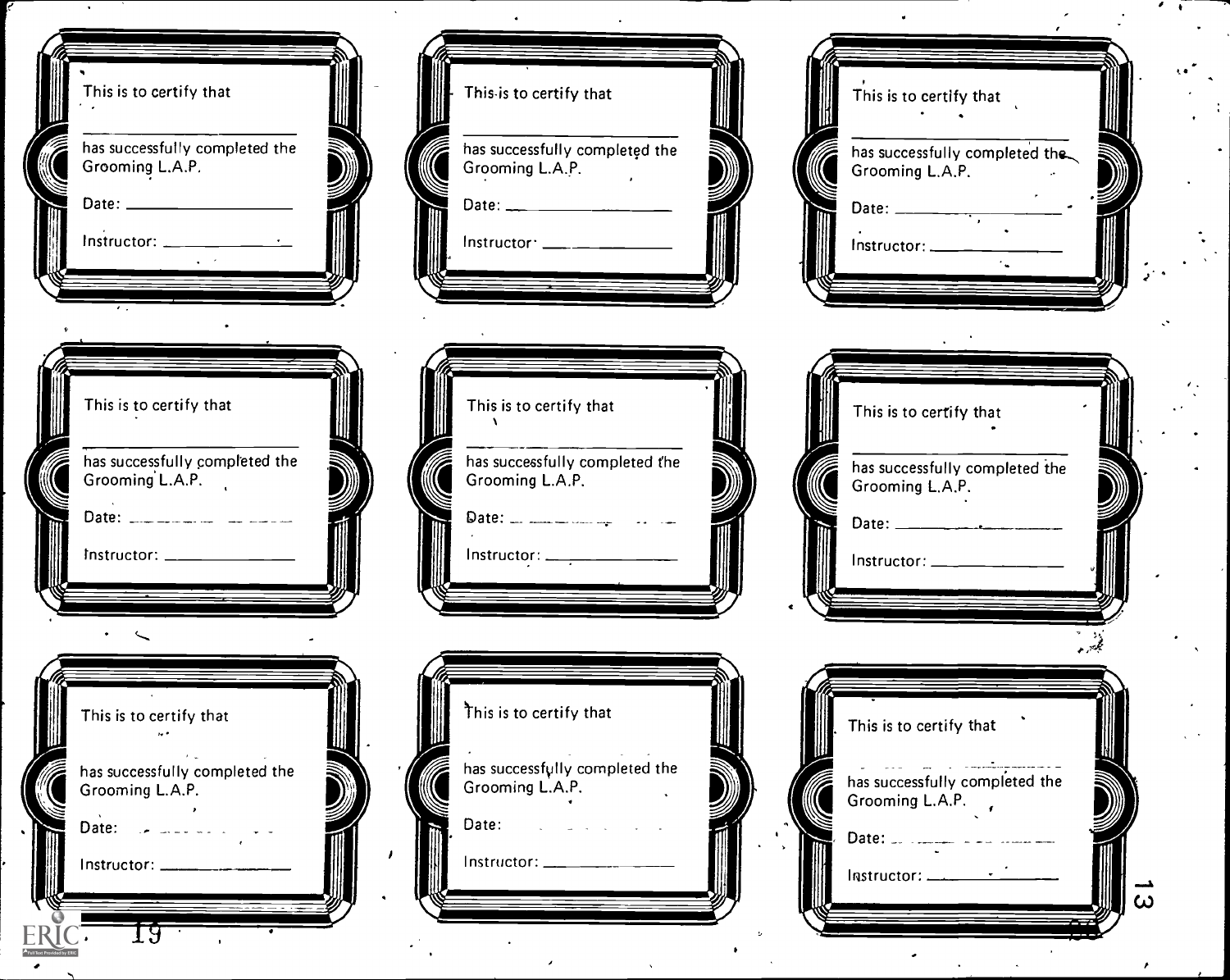This is to certify that

\_\_\_\_\_\_\_\_\_\_\_\_\_\_\_\_\_\_\_\_\_\_\_\_\_\_

has successfully completed the Grooming L.A.P.

Date: \_\_\_\_\_\_\_\_\_\_\_\_\_\_\_\_\_\_\_\_

Instructor: \_\_\_\_\_\_\_\_\_\_\_\_\_\_\_\_

---

This is to certify that

\_\_\_\_\_\_\_\_\_\_\_\_\_\_\_\_\_\_\_\_\_\_\_\_\_\_

has successfully completed the Grooming L.A.P.

Date: \_\_\_\_\_\_\_\_\_\_\_\_\_\_\_\_\_\_\_\_

Instructor: \_\_\_\_\_\_\_\_\_\_\_\_\_\_\_\_

---

This is to certify that

\_\_\_\_\_\_\_\_\_\_\_\_\_\_\_\_\_\_\_\_\_\_\_\_\_\_

has successfully completed the Grooming L.A.P.

Date: \_\_\_\_\_\_\_\_\_\_\_\_\_\_\_\_\_\_\_\_

Instructor: \_\_\_\_\_\_\_\_\_\_\_\_\_\_\_\_

---

This is to certify that

\_\_\_\_\_\_\_\_\_\_\_\_\_\_\_\_\_\_\_\_\_\_\_\_\_\_

has successfully completed the Grooming L.A.P.

Date: \_\_\_\_\_\_\_\_\_\_\_\_\_\_\_\_\_\_\_\_

Instructor: \_\_\_\_\_\_\_\_\_\_\_\_\_\_\_\_

---

This is to certify that

\_\_\_\_\_\_\_\_\_\_\_\_\_\_\_\_\_\_\_\_\_\_\_\_\_\_

has successfully completed the Grooming L.A.P.

Date: \_\_\_\_\_\_\_\_\_\_\_\_\_\_\_\_\_\_\_\_

Instructor: \_\_\_\_\_\_\_\_\_\_\_\_\_\_\_\_

---

This is to certify that

\_\_\_\_\_\_\_\_\_\_\_\_\_\_\_\_\_\_\_\_\_\_\_\_\_\_

has successfully completed the Grooming L.A.P.

Date: \_\_\_\_\_\_\_\_\_\_\_\_\_\_\_\_\_\_\_\_

Instructor: \_\_\_\_\_\_\_\_\_\_\_\_\_\_\_\_

---

This is to certify that

\_\_\_\_\_\_\_\_\_\_\_\_\_\_\_\_\_\_\_\_\_\_\_\_\_\_

has successfully completed the Grooming L.A.P.

Date: \_\_\_\_\_\_\_\_\_\_\_\_\_\_\_\_\_\_\_\_

Instructor: \_\_\_\_\_\_\_\_\_\_\_\_\_\_\_\_

---

This is to certify that

\_\_\_\_\_\_\_\_\_\_\_\_\_\_\_\_\_\_\_\_\_\_\_\_\_\_

has successfully completed the Grooming L.A.P.

Date: \_\_\_\_\_\_\_\_\_\_\_\_\_\_\_\_\_\_\_\_

Instructor: \_\_\_\_\_\_\_\_\_\_\_\_\_\_\_\_

---

This is to certify that

\_\_\_\_\_\_\_\_\_\_\_\_\_\_\_\_\_\_\_\_\_\_\_\_\_\_

has successfully completed the Grooming L.A.P.

Date: \_\_\_\_\_\_\_\_\_\_\_\_\_\_\_\_\_\_\_\_

Instructor: \_\_\_\_\_\_\_\_\_\_\_\_\_\_\_\_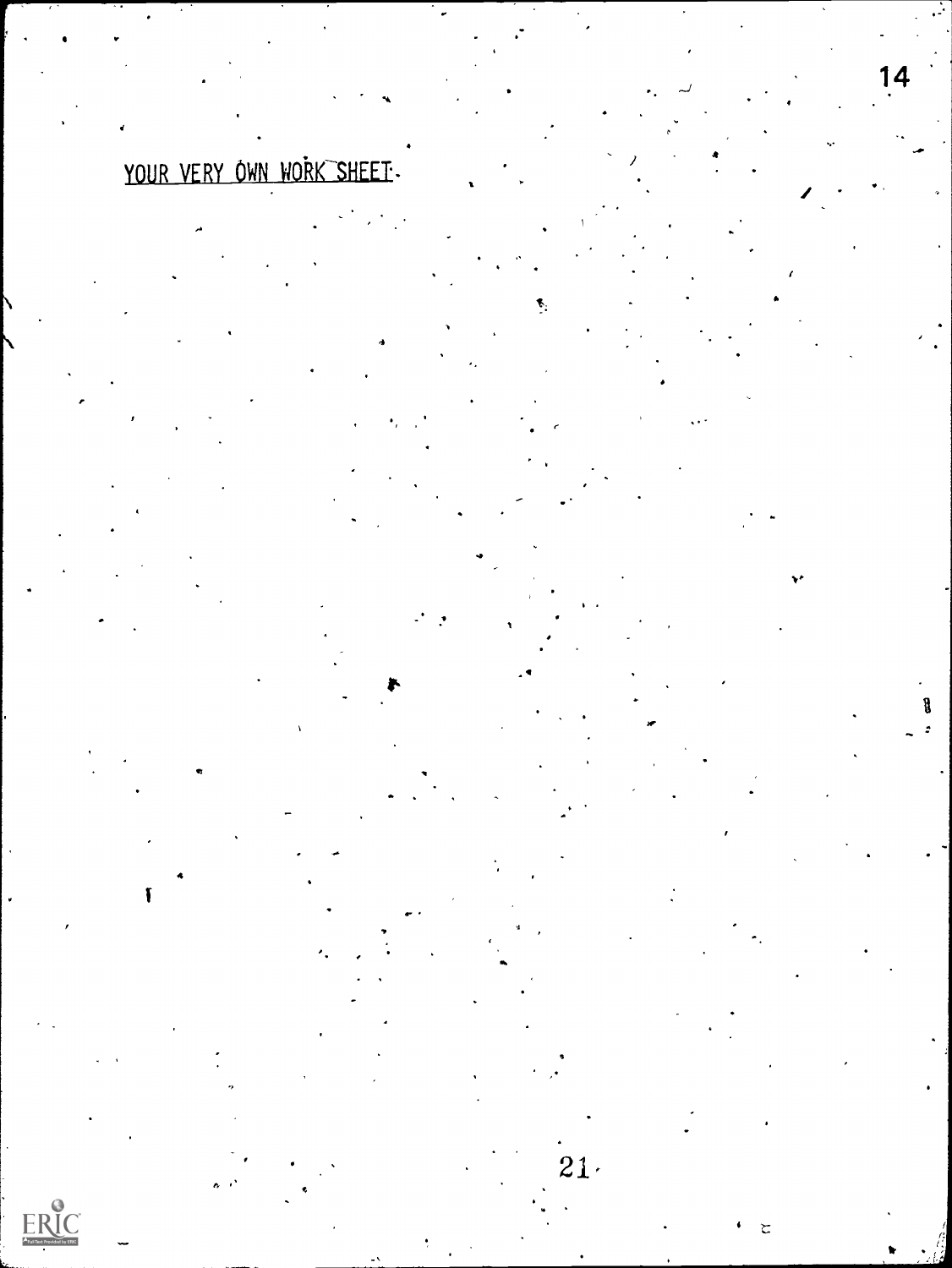YOUR VERY OWN WORK SHEET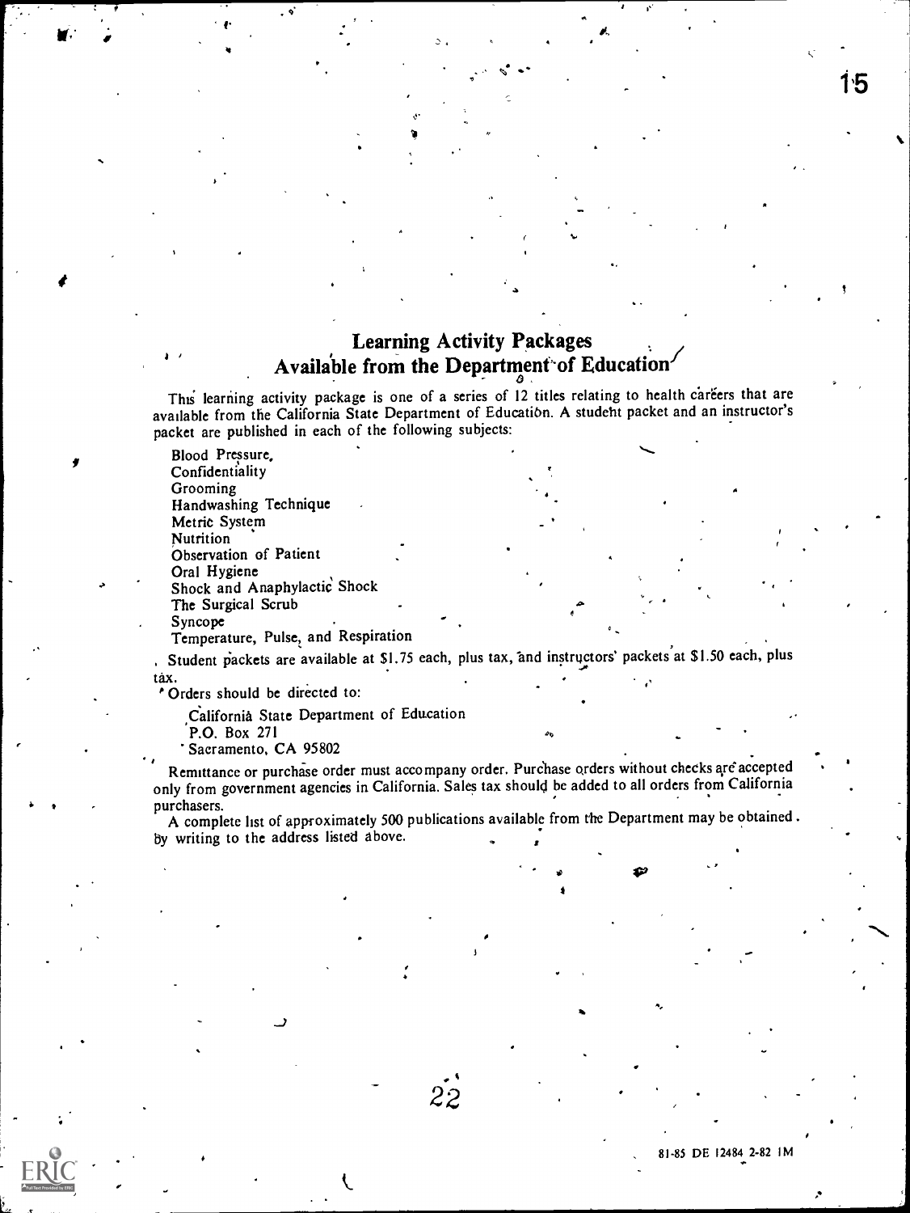## Learning Activity Packages Available from the Department of Education

This learning activity package is one of a series of 12 titles relating to health careers that are available from the California State Department of Education. A student packet and an instructor's packet are published in each of the following subjects:

Blood Pressure,
Confidentiality
Grooming
Handwashing Technique
Metric System
Nutrition
Observation of Patient
Oral Hygiene
Shock and Anaphylactic Shock
The Surgical Scrub
Syncope
Temperature, Pulse, and Respiration

Student packets are available at $1.75 each, plus tax, and instructors' packets at $1.50 each, plus tax.

Orders should be directed to:

California State Department of Education
P.O. Box 271
Sacramento, CA 95802

Remittance or purchase order must accompany order. Purchase orders without checks are accepted only from government agencies in California. Sales tax should be added to all orders from California purchasers.

A complete list of approximately 500 publications available from the Department may be obtained by writing to the address listed above.

81-85 DE 12484 2-82 1M